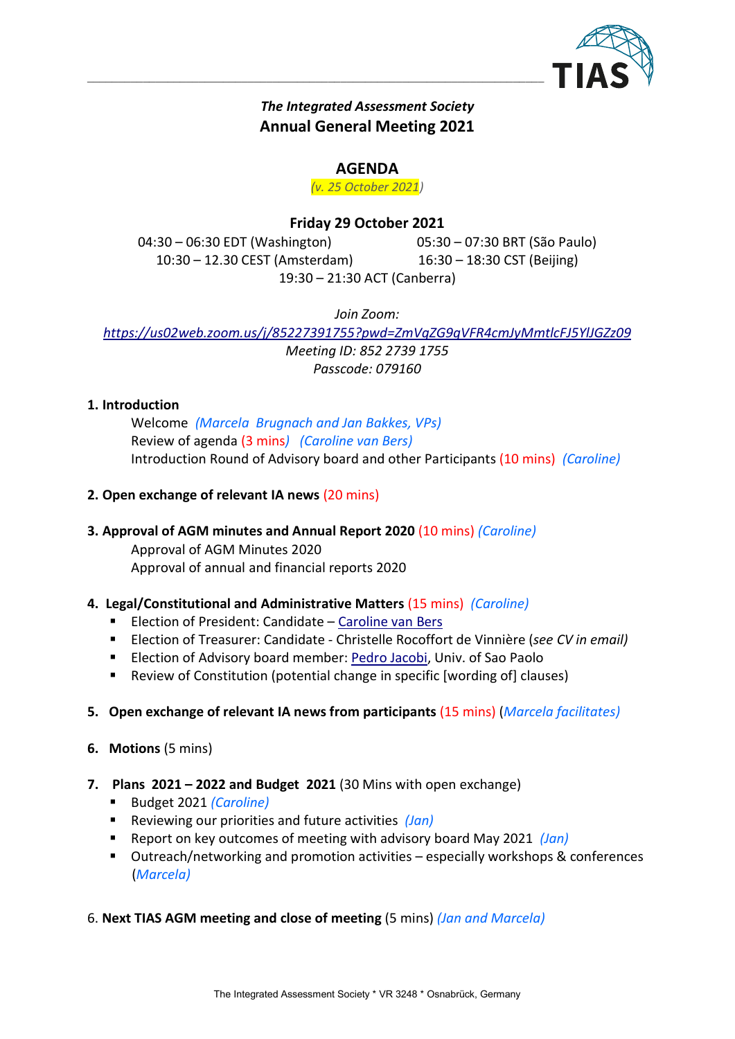*The Integrated Assessment Society*

**Annual General Meeting 2021**

## AGENDA

*(v. 25 October 2021)*

**Friday 29 October 2021**

04:30 – 06:30 EDT (Washington)
05:30 – 07:30 BRT (São Paulo)
10:30 – 12.30 CEST (Amsterdam)
16:30 – 18:30 CST (Beijing)
19:30 – 21:30 ACT (Canberra)

*Join Zoom:*
*https://us02web.zoom.us/j/85227391755?pwd=ZmVqZG9qVFR4cmJyMmtlcFJ5YlJGZz09*
*Meeting ID: 852 2739 1755*
*Passcode: 079160*

**1. Introduction**

Welcome *(Marcela Brugnach and Jan Bakkes, VPs)*
Review of agenda (3 mins) *(Caroline van Bers)*
Introduction Round of Advisory board and other Participants (10 mins) *(Caroline)*

**2. Open exchange of relevant IA news** (20 mins)

**3. Approval of AGM minutes and Annual Report 2020** (10 mins) *(Caroline)*

Approval of AGM Minutes 2020
Approval of annual and financial reports 2020

**4. Legal/Constitutional and Administrative Matters** (15 mins) *(Caroline)*

- Election of President: Candidate – Caroline van Bers
- Election of Treasurer: Candidate - Christelle Rocoffort de Vinnière (*see CV in email)*
- Election of Advisory board member: Pedro Jacobi, Univ. of Sao Paolo
- Review of Constitution (potential change in specific [wording of] clauses)

**5. Open exchange of relevant IA news from participants** (15 mins) (*Marcela facilitates)*

**6. Motions** (5 mins)

**7. Plans 2021 – 2022 and Budget 2021** (30 Mins with open exchange)

- Budget 2021 *(Caroline)*
- Reviewing our priorities and future activities *(Jan)*
- Report on key outcomes of meeting with advisory board May 2021 *(Jan)*
- Outreach/networking and promotion activities – especially workshops & conferences (*Marcela)*

6. **Next TIAS AGM meeting and close of meeting** (5 mins) *(Jan and Marcela)*

The Integrated Assessment Society * VR 3248 * Osnabrück, Germany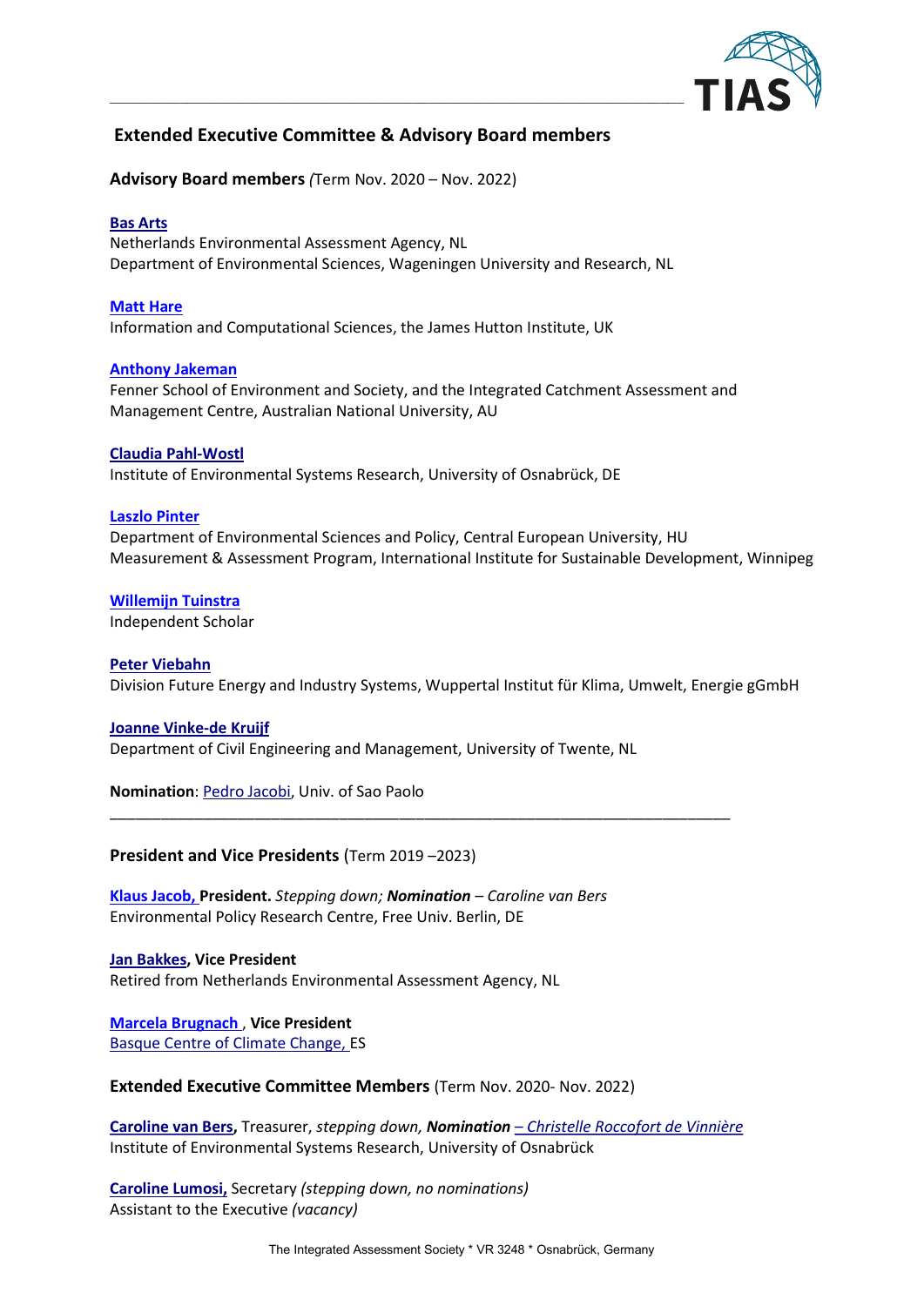## Extended Executive Committee & Advisory Board members

**Advisory Board members** *(*Term Nov. 2020 – Nov. 2022)

**Bas Arts**
Netherlands Environmental Assessment Agency, NL
Department of Environmental Sciences, Wageningen University and Research, NL

**Matt Hare**
Information and Computational Sciences, the James Hutton Institute, UK

**Anthony Jakeman**
Fenner School of Environment and Society, and the Integrated Catchment Assessment and Management Centre, Australian National University, AU

**Claudia Pahl-Wostl**
Institute of Environmental Systems Research, University of Osnabrück, DE

**Laszlo Pinter**
Department of Environmental Sciences and Policy, Central European University, HU
Measurement & Assessment Program, International Institute for Sustainable Development, Winnipeg

**Willemijn Tuinstra**
Independent Scholar

**Peter Viebahn**
Division Future Energy and Industry Systems, Wuppertal Institut für Klima, Umwelt, Energie gGmbH

**Joanne Vinke-de Kruijf**
Department of Civil Engineering and Management, University of Twente, NL

**Nomination**: Pedro Jacobi, Univ. of Sao Paolo

---

**President and Vice Presidents** (Term 2019 –2023)

**Klaus Jacob, President.** *Stepping down; **Nomination** – Caroline van Bers*
Environmental Policy Research Centre, Free Univ. Berlin, DE

**Jan Bakkes, Vice President**
Retired from Netherlands Environmental Assessment Agency, NL

**Marcela Brugnach , Vice President**
Basque Centre of Climate Change, ES

**Extended Executive Committee Members** (Term Nov. 2020- Nov. 2022)

**Caroline van Bers,** Treasurer, *stepping down, **Nomination** – Christelle Roccofort de Vinnière*
Institute of Environmental Systems Research, University of Osnabrück

**Caroline Lumosi,** Secretary *(stepping down, no nominations)*
Assistant to the Executive *(vacancy)*